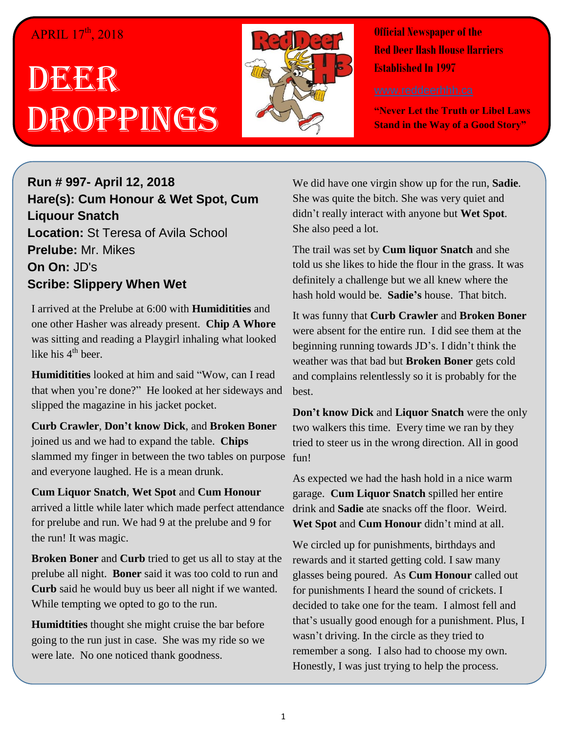APRIL 17th, 2018

# DEER DROPPINGS

**Official Newspaper of the Red Deer Hash House Harriers Established In 1997**

www.reddeerhhh.ca

**"Never Let the Truth or Libel Laws Stand in the Way of a Good Story"**

**Run # 997- April 12, 2018**
**Hare(s): Cum Honour & Wet Spot, Cum Liquour Snatch**
**Location:** St Teresa of Avila School
**Prelube:** Mr. Mikes
**On On:** JD's
**Scribe: Slippery When Wet**

I arrived at the Prelube at 6:00 with **Humiditities** and one other Hasher was already present. **Chip A Whore** was sitting and reading a Playgirl inhaling what looked like his 4th beer.

**Humiditities** looked at him and said "Wow, can I read that when you're done?" He looked at her sideways and slipped the magazine in his jacket pocket.

**Curb Crawler**, **Don't know Dick**, and **Broken Boner** joined us and we had to expand the table. **Chips** slammed my finger in between the two tables on purpose and everyone laughed. He is a mean drunk.

**Cum Liquor Snatch**, **Wet Spot** and **Cum Honour** arrived a little while later which made perfect attendance for prelube and run. We had 9 at the prelube and 9 for the run! It was magic.

**Broken Boner** and **Curb** tried to get us all to stay at the prelube all night. **Boner** said it was too cold to run and **Curb** said he would buy us beer all night if we wanted. While tempting we opted to go to the run.

**Humidtities** thought she might cruise the bar before going to the run just in case. She was my ride so we were late. No one noticed thank goodness.

We did have one virgin show up for the run, **Sadie**. She was quite the bitch. She was very quiet and didn't really interact with anyone but **Wet Spot**. She also peed a lot.

The trail was set by **Cum liquor Snatch** and she told us she likes to hide the flour in the grass. It was definitely a challenge but we all knew where the hash hold would be. **Sadie's** house. That bitch.

It was funny that **Curb Crawler** and **Broken Boner** were absent for the entire run. I did see them at the beginning running towards JD's. I didn't think the weather was that bad but **Broken Boner** gets cold and complains relentlessly so it is probably for the best.

**Don't know Dick** and **Liquor Snatch** were the only two walkers this time. Every time we ran by they tried to steer us in the wrong direction. All in good fun!

As expected we had the hash hold in a nice warm garage. **Cum Liquor Snatch** spilled her entire drink and **Sadie** ate snacks off the floor. Weird. **Wet Spot** and **Cum Honour** didn't mind at all.

We circled up for punishments, birthdays and rewards and it started getting cold. I saw many glasses being poured. As **Cum Honour** called out for punishments I heard the sound of crickets. I decided to take one for the team. I almost fell and that's usually good enough for a punishment. Plus, I wasn't driving. In the circle as they tried to remember a song. I also had to choose my own. Honestly, I was just trying to help the process.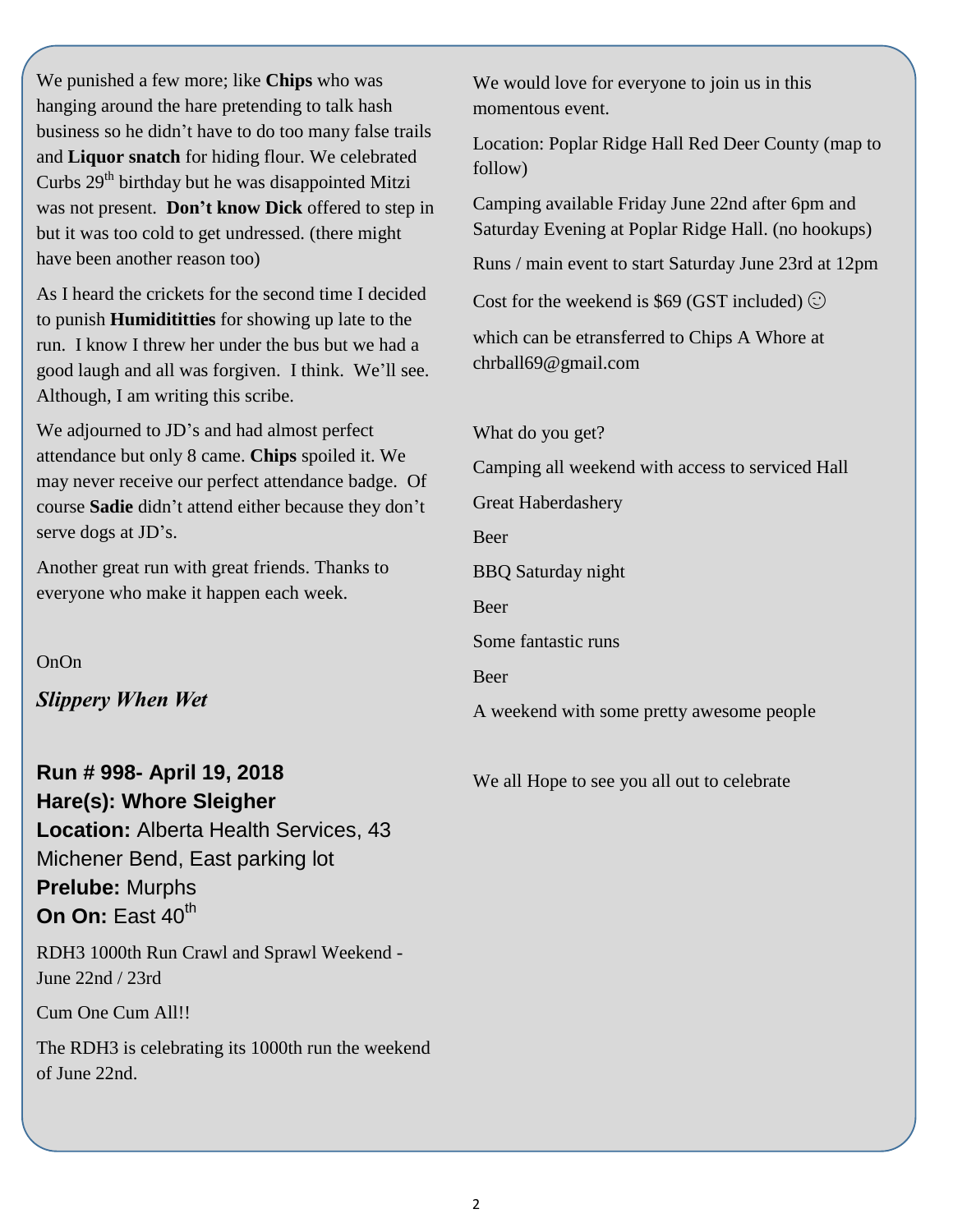We punished a few more; like **Chips** who was hanging around the hare pretending to talk hash business so he didn't have to do too many false trails and **Liquor snatch** for hiding flour. We celebrated Curbs 29th birthday but he was disappointed Mitzi was not present. **Don't know Dick** offered to step in but it was too cold to get undressed. (there might have been another reason too)

As I heard the crickets for the second time I decided to punish **Humidititties** for showing up late to the run. I know I threw her under the bus but we had a good laugh and all was forgiven. I think. We'll see. Although, I am writing this scribe.

We adjourned to JD's and had almost perfect attendance but only 8 came. **Chips** spoiled it. We may never receive our perfect attendance badge. Of course **Sadie** didn't attend either because they don't serve dogs at JD's.

Another great run with great friends. Thanks to everyone who make it happen each week.

OnOn

***Slippery When Wet***

**Run # 998- April 19, 2018**
**Hare(s): Whore Sleigher**
**Location:** Alberta Health Services, 43 Michener Bend, East parking lot
**Prelube:** Murphs
**On On:** East 40th

RDH3 1000th Run Crawl and Sprawl Weekend - June 22nd / 23rd

Cum One Cum All!!

The RDH3 is celebrating its 1000th run the weekend of June 22nd.

We would love for everyone to join us in this momentous event.

Location: Poplar Ridge Hall Red Deer County (map to follow)

Camping available Friday June 22nd after 6pm and Saturday Evening at Poplar Ridge Hall. (no hookups)

Runs / main event to start Saturday June 23rd at 12pm

Cost for the weekend is $69 (GST included) ☺

which can be etransferred to Chips A Whore at chrball69@gmail.com

What do you get?

Camping all weekend with access to serviced Hall

Great Haberdashery

Beer

BBQ Saturday night

Beer

Some fantastic runs

Beer

A weekend with some pretty awesome people

We all Hope to see you all out to celebrate